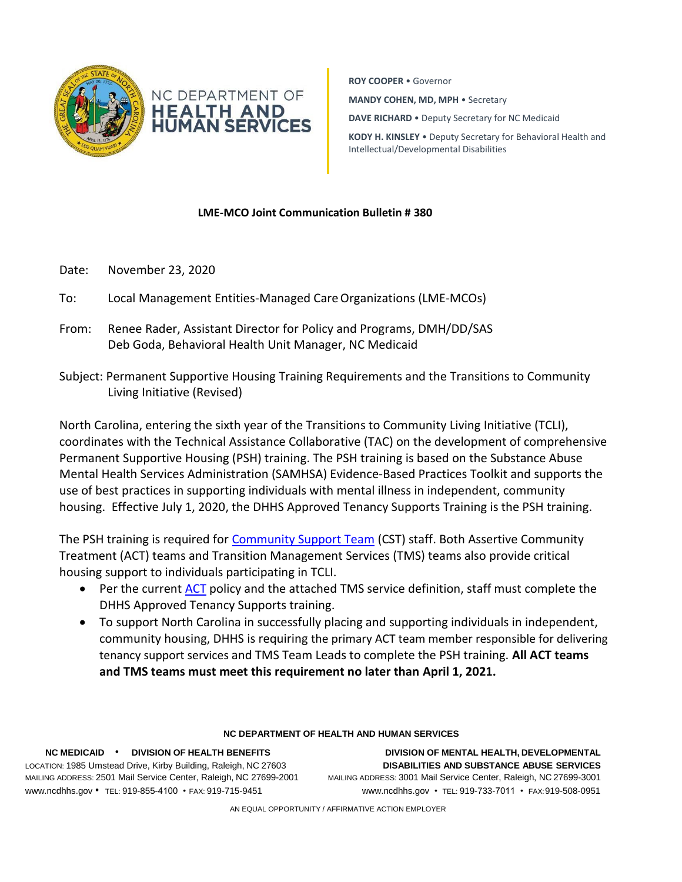NC DEPARTMENT OF **HEALTH AND HUMAN SERVICES**

**ROY COOPER** • Governor

**MANDY COHEN, MD, MPH** • Secretary

**DAVE RICHARD** • Deputy Secretary for NC Medicaid

**KODY H. KINSLEY** • Deputy Secretary for Behavioral Health and Intellectual/Developmental Disabilities

**LME-MCO Joint Communication Bulletin # 380**

Date: November 23, 2020

To: Local Management Entities-Managed Care Organizations (LME-MCOs)

From: Renee Rader, Assistant Director for Policy and Programs, DMH/DD/SAS
Deb Goda, Behavioral Health Unit Manager, NC Medicaid

Subject: Permanent Supportive Housing Training Requirements and the Transitions to Community Living Initiative (Revised)

North Carolina, entering the sixth year of the Transitions to Community Living Initiative (TCLI), coordinates with the Technical Assistance Collaborative (TAC) on the development of comprehensive Permanent Supportive Housing (PSH) training. The PSH training is based on the Substance Abuse Mental Health Services Administration (SAMHSA) Evidence-Based Practices Toolkit and supports the use of best practices in supporting individuals with mental illness in independent, community housing. Effective July 1, 2020, the DHHS Approved Tenancy Supports Training is the PSH training.

The PSH training is required for Community Support Team (CST) staff. Both Assertive Community Treatment (ACT) teams and Transition Management Services (TMS) teams also provide critical housing support to individuals participating in TCLI.

- Per the current ACT policy and the attached TMS service definition, staff must complete the DHHS Approved Tenancy Supports training.
- To support North Carolina in successfully placing and supporting individuals in independent, community housing, DHHS is requiring the primary ACT team member responsible for delivering tenancy support services and TMS Team Leads to complete the PSH training. **All ACT teams and TMS teams must meet this requirement no later than April 1, 2021.**

**NC DEPARTMENT OF HEALTH AND HUMAN SERVICES**

**NC MEDICAID • DIVISION OF HEALTH BENEFITS**
LOCATION: 1985 Umstead Drive, Kirby Building, Raleigh, NC 27603
MAILING ADDRESS: 2501 Mail Service Center, Raleigh, NC 27699-2001
www.ncdhhs.gov • TEL: 919-855-4100 • FAX: 919-715-9451

**DIVISION OF MENTAL HEALTH, DEVELOPMENTAL DISABILITIES AND SUBSTANCE ABUSE SERVICES**
MAILING ADDRESS: 3001 Mail Service Center, Raleigh, NC 27699-3001
www.ncdhhs.gov • TEL: 919-733-7011 • FAX: 919-508-0951

AN EQUAL OPPORTUNITY / AFFIRMATIVE ACTION EMPLOYER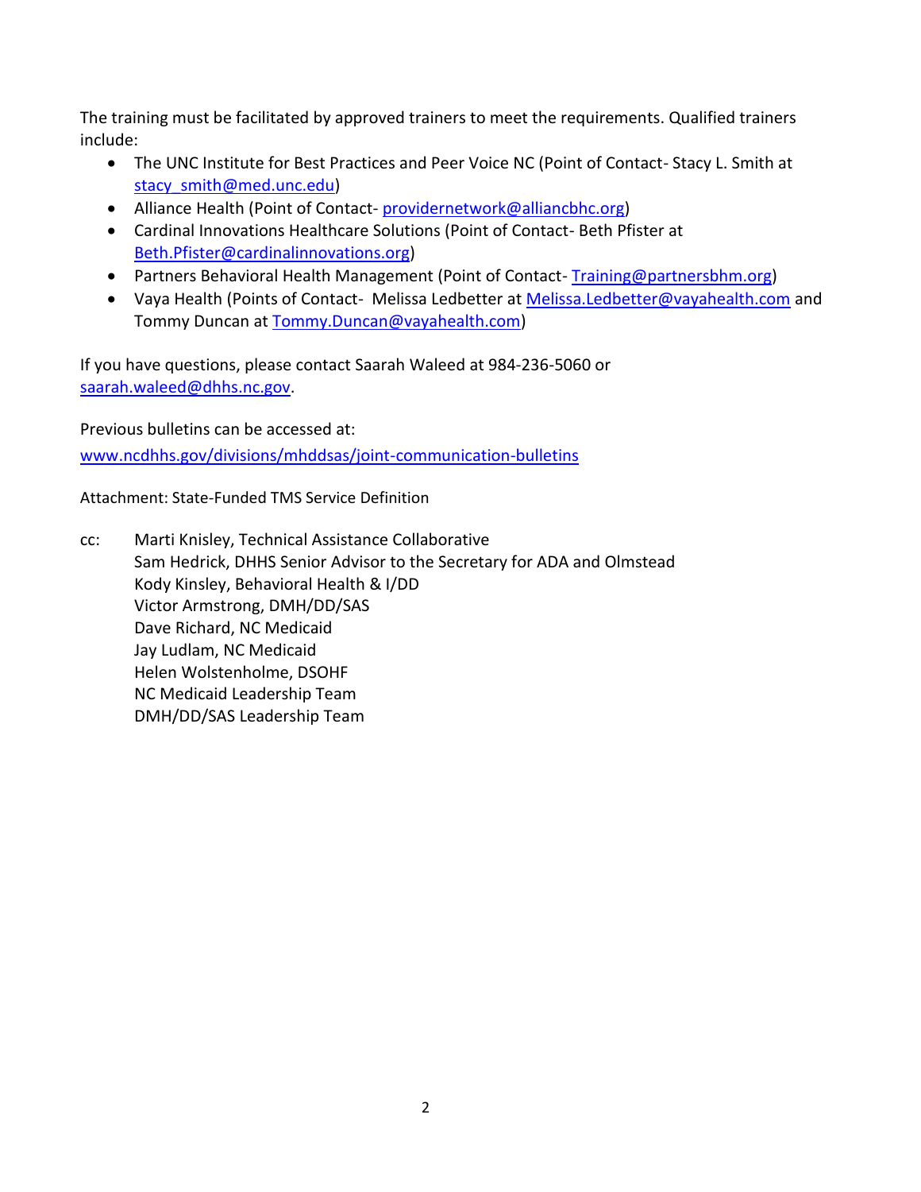The training must be facilitated by approved trainers to meet the requirements. Qualified trainers include:

- The UNC Institute for Best Practices and Peer Voice NC (Point of Contact- Stacy L. Smith at stacy_smith@med.unc.edu)
- Alliance Health (Point of Contact- providernetwork@alliancbhc.org)
- Cardinal Innovations Healthcare Solutions (Point of Contact- Beth Pfister at Beth.Pfister@cardinalinnovations.org)
- Partners Behavioral Health Management (Point of Contact- Training@partnersbhm.org)
- Vaya Health (Points of Contact- Melissa Ledbetter at Melissa.Ledbetter@vayahealth.com and Tommy Duncan at Tommy.Duncan@vayahealth.com)

If you have questions, please contact Saarah Waleed at 984-236-5060 or saarah.waleed@dhhs.nc.gov.

Previous bulletins can be accessed at:

www.ncdhhs.gov/divisions/mhddsas/joint-communication-bulletins

Attachment: State-Funded TMS Service Definition

cc: Marti Knisley, Technical Assistance Collaborative
Sam Hedrick, DHHS Senior Advisor to the Secretary for ADA and Olmstead
Kody Kinsley, Behavioral Health & I/DD
Victor Armstrong, DMH/DD/SAS
Dave Richard, NC Medicaid
Jay Ludlam, NC Medicaid
Helen Wolstenholme, DSOHF
NC Medicaid Leadership Team
DMH/DD/SAS Leadership Team